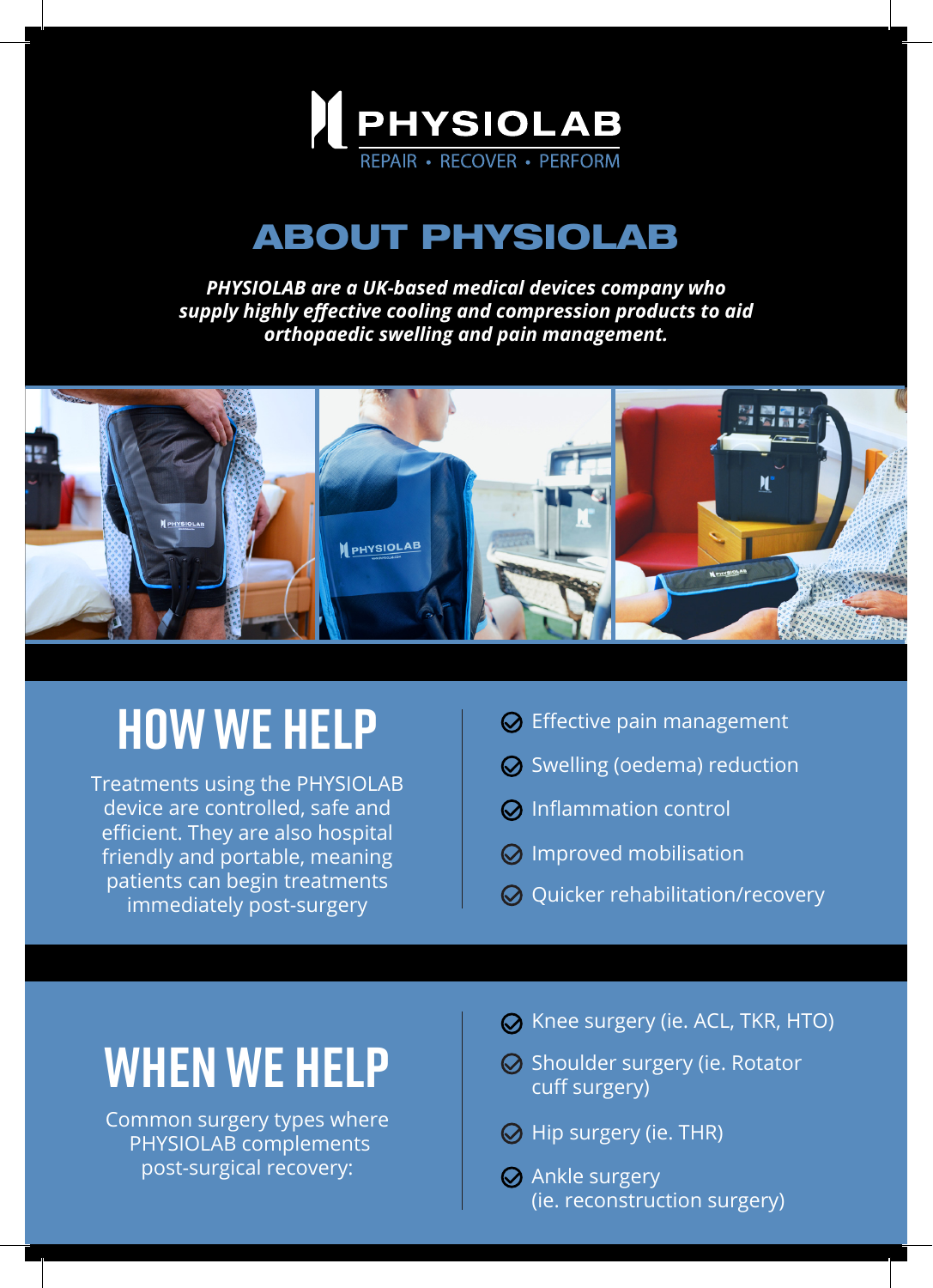# PHYSIOLAB

REPAIR • RECOVER • PERFORM

## ABOUT PHYSIOLAB

***PHYSIOLAB are a UK-based medical devices company who supply highly effective cooling and compression products to aid orthopaedic swelling and pain management.***

## HOW WE HELP

Treatments using the PHYSIOLAB device are controlled, safe and efficient. They are also hospital friendly and portable, meaning patients can begin treatments immediately post-surgery

- Effective pain management
- Swelling (oedema) reduction
- Inflammation control
- Improved mobilisation
- Quicker rehabilitation/recovery

## WHEN WE HELP

Common surgery types where PHYSIOLAB complements post-surgical recovery:

- Knee surgery (ie. ACL, TKR, HTO)
- Shoulder surgery (ie. Rotator cuff surgery)
- Hip surgery (ie. THR)
- Ankle surgery (ie. reconstruction surgery)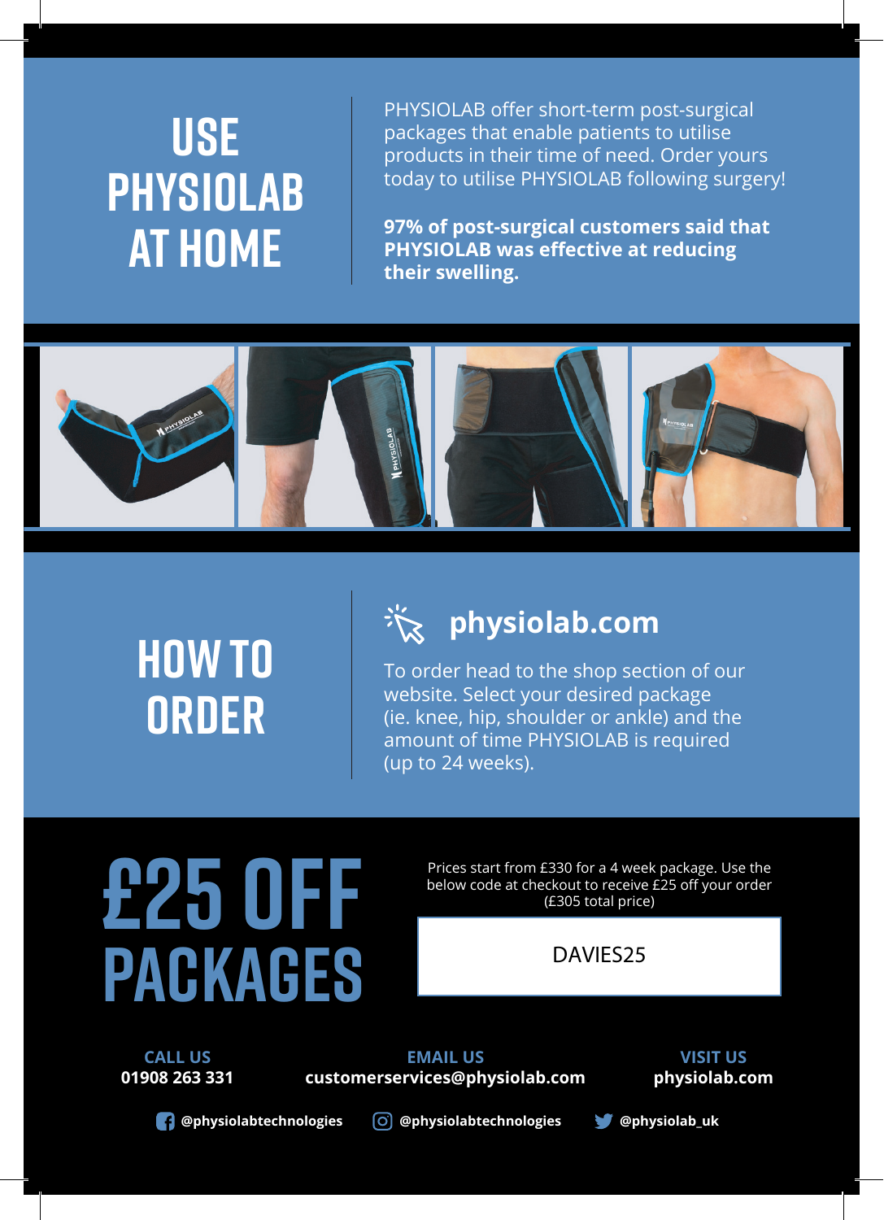# USE PHYSIOLAB AT HOME

PHYSIOLAB offer short-term post-surgical packages that enable patients to utilise products in their time of need. Order yours today to utilise PHYSIOLAB following surgery!

**97% of post-surgical customers said that PHYSIOLAB was effective at reducing their swelling.**

# HOW TO ORDER

## physiolab.com

To order head to the shop section of our website. Select your desired package (ie. knee, hip, shoulder or ankle) and the amount of time PHYSIOLAB is required (up to 24 weeks).

# £25 OFF PACKAGES

Prices start from £330 for a 4 week package. Use the below code at checkout to receive £25 off your order (£305 total price)

DAVIES25

**CALL US**
**01908 263 331**

**EMAIL US**
**customerservices@physiolab.com**

**VISIT US**
**physiolab.com**

**@physiolabtechnologies** **@physiolabtechnologies** **@physiolab_uk**